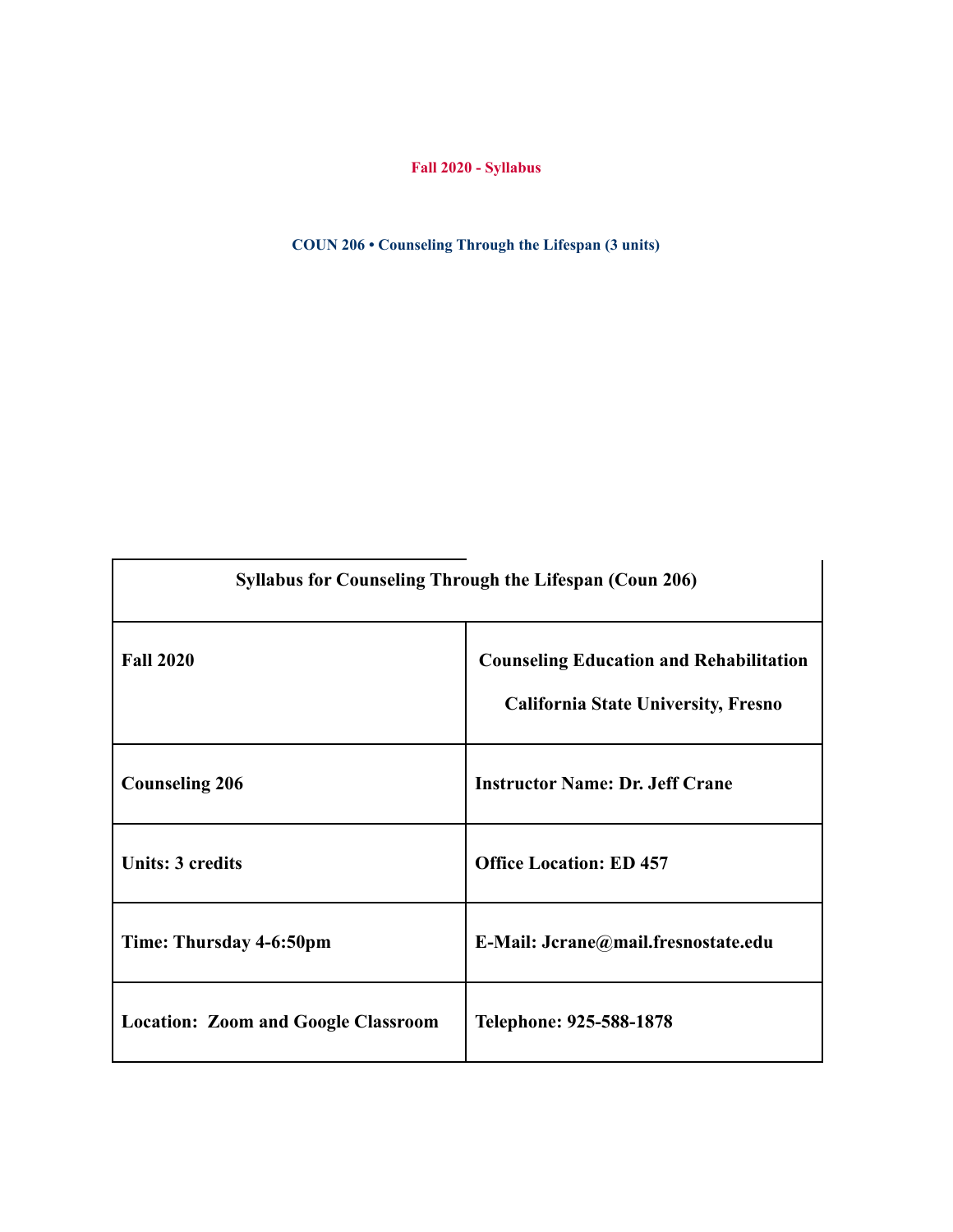**Fall 2020 - Syllabus**

**COUN 206 • Counseling Through the Lifespan (3 units)**

| **Syllabus for Counseling Through the Lifespan (Coun 206)** | |
|---|---|
| **Fall 2020** | **Counseling Education and Rehabilitation**<br>**California State University, Fresno** |
| **Counseling 206** | **Instructor Name: Dr. Jeff Crane** |
| **Units: 3 credits** | **Office Location: ED 457** |
| **Time: Thursday 4-6:50pm** | **E-Mail: Jcrane@mail.fresnostate.edu** |
| **Location: Zoom and Google Classroom** | **Telephone: 925-588-1878** |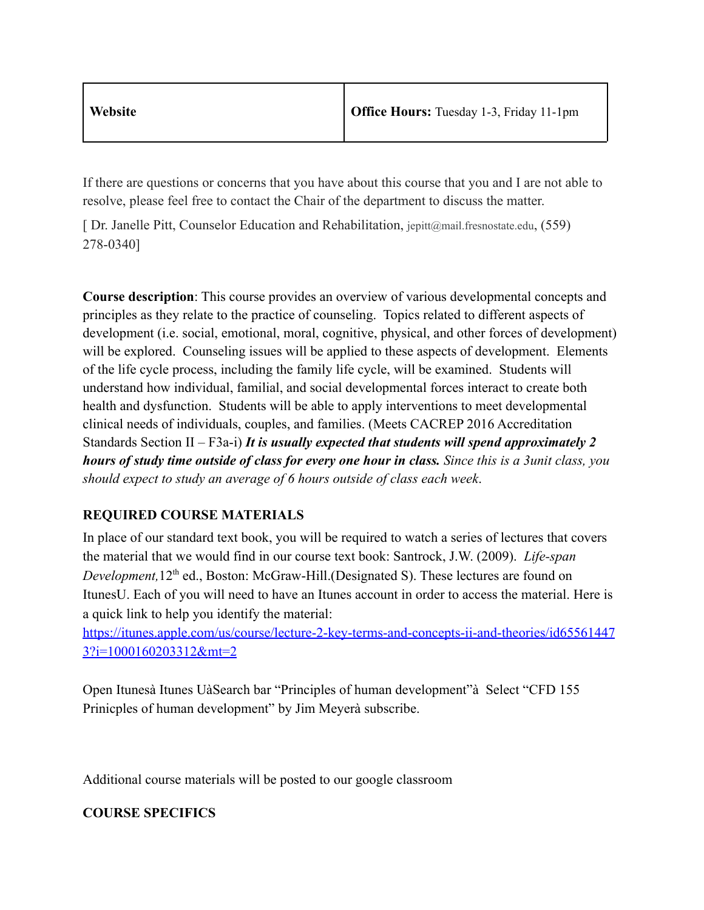| Website | Office Hours: Tuesday 1-3, Friday 11-1pm |
| --- | --- |

If there are questions or concerns that you have about this course that you and I are not able to resolve, please feel free to contact the Chair of the department to discuss the matter.

[ Dr. Janelle Pitt, Counselor Education and Rehabilitation, jepitt@mail.fresnostate.edu, (559) 278-0340]

**Course description**: This course provides an overview of various developmental concepts and principles as they relate to the practice of counseling. Topics related to different aspects of development (i.e. social, emotional, moral, cognitive, physical, and other forces of development) will be explored. Counseling issues will be applied to these aspects of development. Elements of the life cycle process, including the family life cycle, will be examined. Students will understand how individual, familial, and social developmental forces interact to create both health and dysfunction. Students will be able to apply interventions to meet developmental clinical needs of individuals, couples, and families. (Meets CACREP 2016 Accreditation Standards Section II – F3a-i) ***It is usually expected that students will spend approximately 2 hours of study time outside of class for every one hour in class.*** *Since this is a 3unit class, you should expect to study an average of 6 hours outside of class each week.*

**REQUIRED COURSE MATERIALS**

In place of our standard text book, you will be required to watch a series of lectures that covers the material that we would find in our course text book: Santrock, J.W. (2009). *Life-span Development,*12th ed., Boston: McGraw-Hill.(Designated S). These lectures are found on ItunesU. Each of you will need to have an Itunes account in order to access the material. Here is a quick link to help you identify the material: https://itunes.apple.com/us/course/lecture-2-key-terms-and-concepts-ii-and-theories/id655614473?i=1000160203312&mt=2

Open Itunesà Itunes UàSearch bar "Principles of human development"à Select "CFD 155 Prinicples of human development" by Jim Meyerà subscribe.

Additional course materials will be posted to our google classroom

**COURSE SPECIFICS**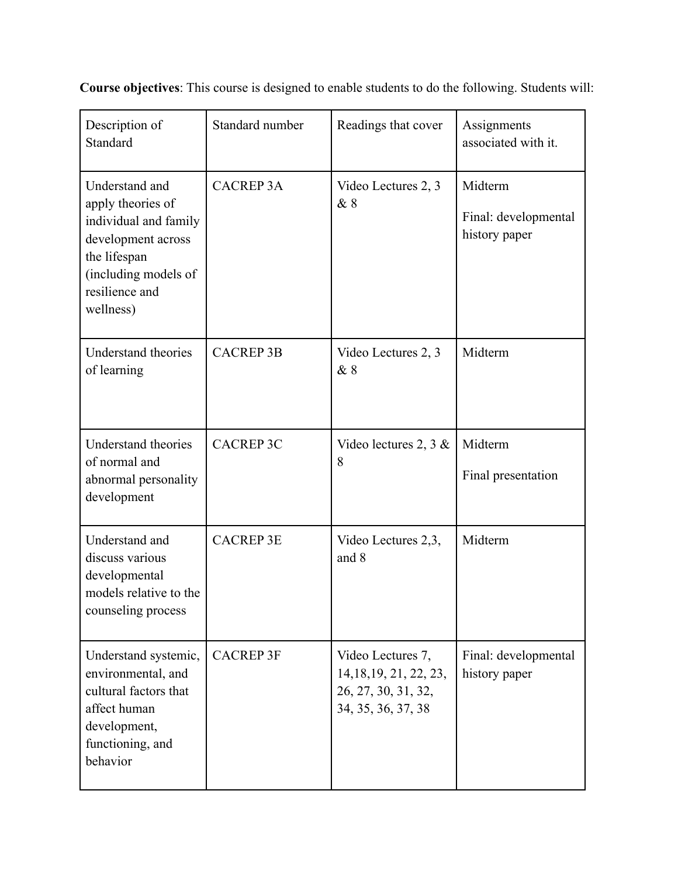**Course objectives**: This course is designed to enable students to do the following. Students will:

| Description of Standard | Standard number | Readings that cover | Assignments associated with it. |
|---|---|---|---|
| Understand and apply theories of individual and family development across the lifespan (including models of resilience and wellness) | CACREP 3A | Video Lectures 2, 3 & 8 | Midterm<br><br>Final: developmental history paper |
| Understand theories of learning | CACREP 3B | Video Lectures 2, 3 & 8 | Midterm |
| Understand theories of normal and abnormal personality development | CACREP 3C | Video lectures 2, 3 & 8 | Midterm<br><br>Final presentation |
| Understand and discuss various developmental models relative to the counseling process | CACREP 3E | Video Lectures 2,3, and 8 | Midterm |
| Understand systemic, environmental, and cultural factors that affect human development, functioning, and behavior | CACREP 3F | Video Lectures 7, 14,18,19, 21, 22, 23, 26, 27, 30, 31, 32, 34, 35, 36, 37, 38 | Final: developmental history paper |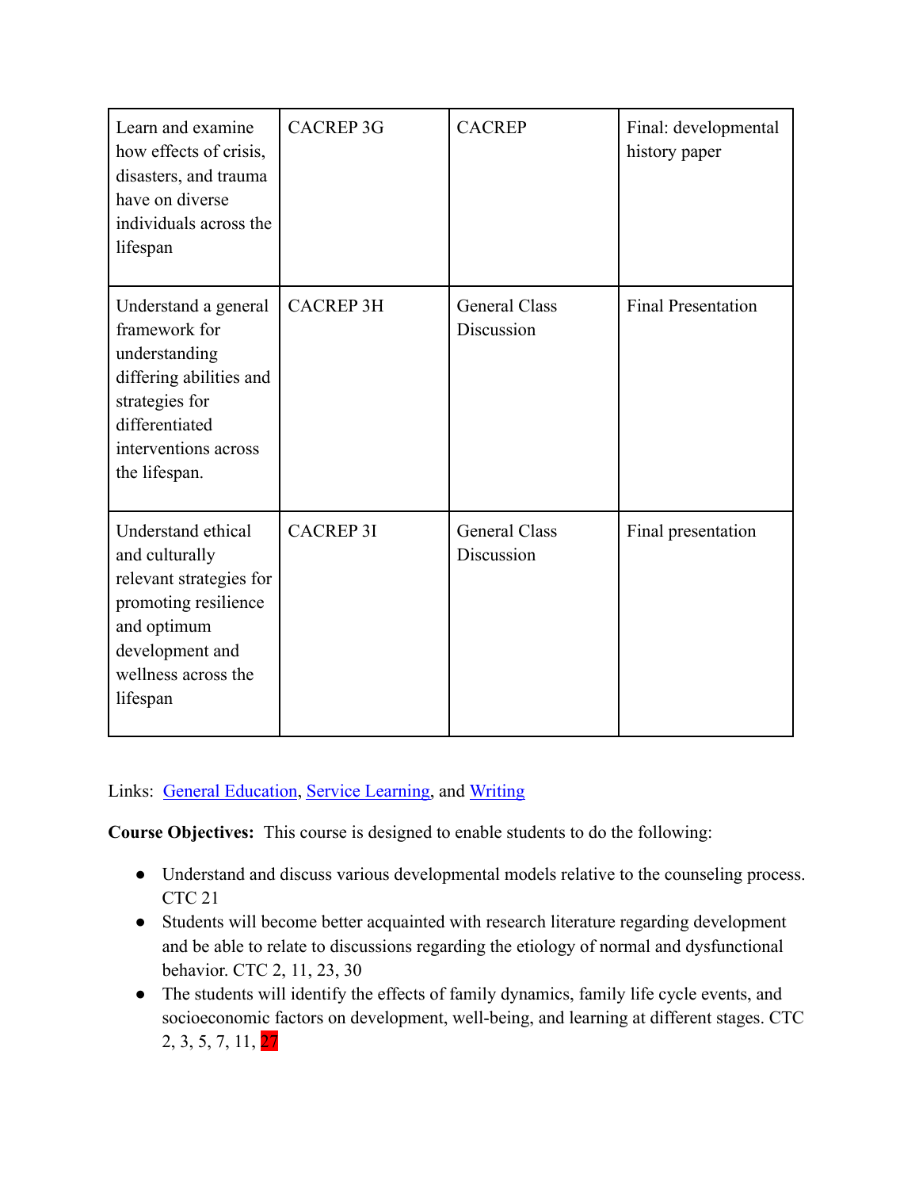| Learn and examine how effects of crisis, disasters, and trauma have on diverse individuals across the lifespan | CACREP 3G | CACREP | Final: developmental history paper |
|---|---|---|---|
| Understand a general framework for understanding differing abilities and strategies for differentiated interventions across the lifespan. | CACREP 3H | General Class Discussion | Final Presentation |
| Understand ethical and culturally relevant strategies for promoting resilience and optimum development and wellness across the lifespan | CACREP 3I | General Class Discussion | Final presentation |

Links: General Education, Service Learning, and Writing

**Course Objectives:** This course is designed to enable students to do the following:

- Understand and discuss various developmental models relative to the counseling process. CTC 21
- Students will become better acquainted with research literature regarding development and be able to relate to discussions regarding the etiology of normal and dysfunctional behavior. CTC 2, 11, 23, 30
- The students will identify the effects of family dynamics, family life cycle events, and socioeconomic factors on development, well-being, and learning at different stages. CTC 2, 3, 5, 7, 11, 27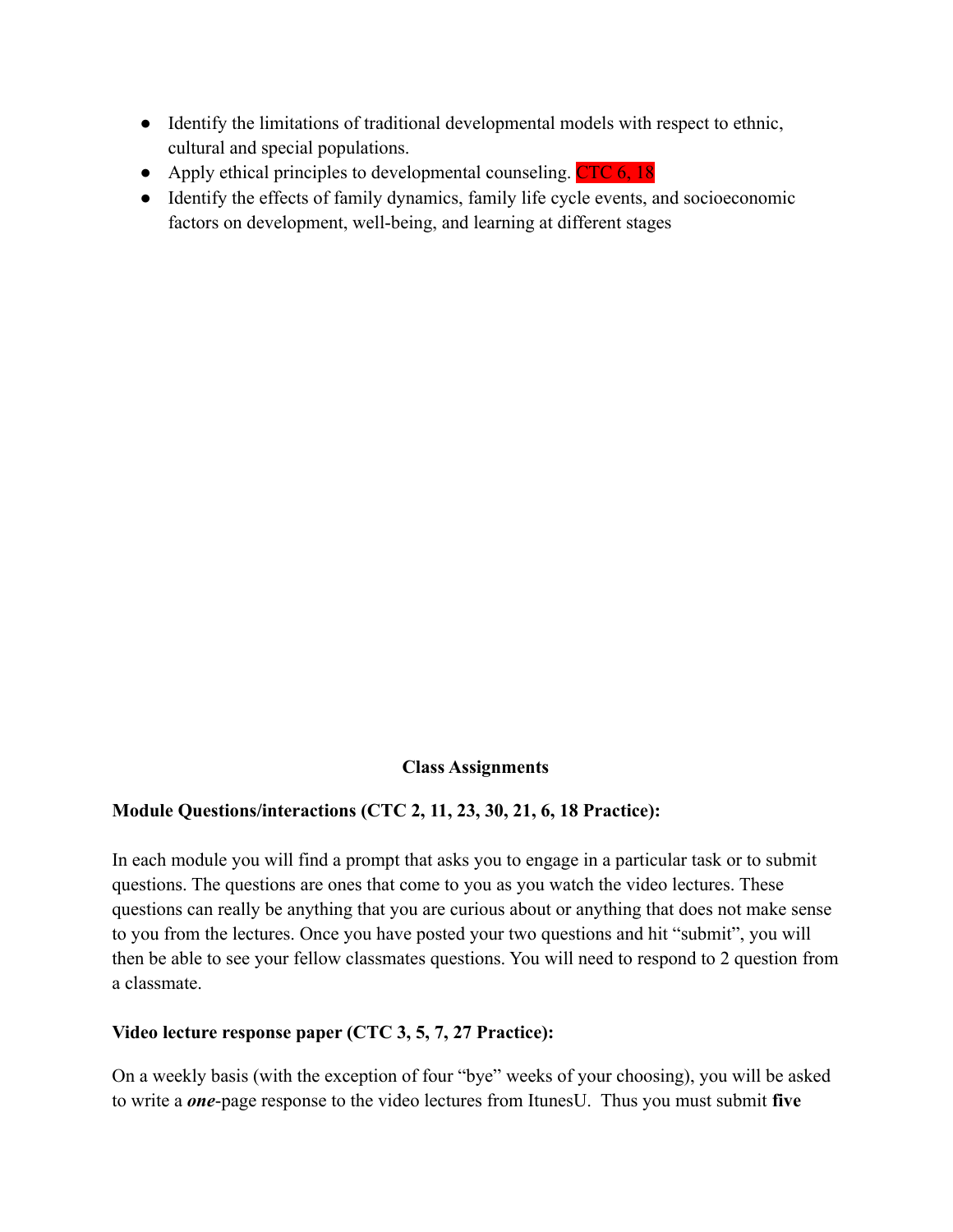- Identify the limitations of traditional developmental models with respect to ethnic, cultural and special populations.
- Apply ethical principles to developmental counseling. CTC 6, 18
- Identify the effects of family dynamics, family life cycle events, and socioeconomic factors on development, well-being, and learning at different stages

**Class Assignments**

**Module Questions/interactions (CTC 2, 11, 23, 30, 21, 6, 18 Practice):**

In each module you will find a prompt that asks you to engage in a particular task or to submit questions. The questions are ones that come to you as you watch the video lectures. These questions can really be anything that you are curious about or anything that does not make sense to you from the lectures. Once you have posted your two questions and hit "submit", you will then be able to see your fellow classmates questions. You will need to respond to 2 question from a classmate.

**Video lecture response paper (CTC 3, 5, 7, 27 Practice):**

On a weekly basis (with the exception of four "bye" weeks of your choosing), you will be asked to write a ***one***-page response to the video lectures from ItunesU. Thus you must submit **five**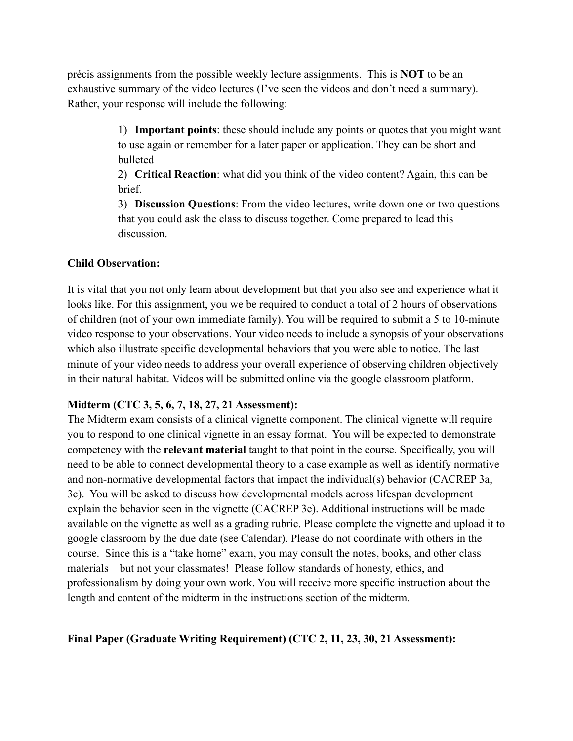précis assignments from the possible weekly lecture assignments. This is **NOT** to be an exhaustive summary of the video lectures (I've seen the videos and don't need a summary). Rather, your response will include the following:

> 1) **Important points**: these should include any points or quotes that you might want to use again or remember for a later paper or application. They can be short and bulleted
> 2) **Critical Reaction**: what did you think of the video content? Again, this can be brief.
> 3) **Discussion Questions**: From the video lectures, write down one or two questions that you could ask the class to discuss together. Come prepared to lead this discussion.

**Child Observation:**

It is vital that you not only learn about development but that you also see and experience what it looks like. For this assignment, you we be required to conduct a total of 2 hours of observations of children (not of your own immediate family). You will be required to submit a 5 to 10-minute video response to your observations. Your video needs to include a synopsis of your observations which also illustrate specific developmental behaviors that you were able to notice. The last minute of your video needs to address your overall experience of observing children objectively in their natural habitat. Videos will be submitted online via the google classroom platform.

**Midterm (CTC 3, 5, 6, 7, 18, 27, 21 Assessment):**

The Midterm exam consists of a clinical vignette component. The clinical vignette will require you to respond to one clinical vignette in an essay format. You will be expected to demonstrate competency with the **relevant material** taught to that point in the course. Specifically, you will need to be able to connect developmental theory to a case example as well as identify normative and non-normative developmental factors that impact the individual(s) behavior (CACREP 3a, 3c). You will be asked to discuss how developmental models across lifespan development explain the behavior seen in the vignette (CACREP 3e). Additional instructions will be made available on the vignette as well as a grading rubric. Please complete the vignette and upload it to google classroom by the due date (see Calendar). Please do not coordinate with others in the course. Since this is a "take home" exam, you may consult the notes, books, and other class materials – but not your classmates! Please follow standards of honesty, ethics, and professionalism by doing your own work. You will receive more specific instruction about the length and content of the midterm in the instructions section of the midterm.

**Final Paper (Graduate Writing Requirement) (CTC 2, 11, 23, 30, 21 Assessment):**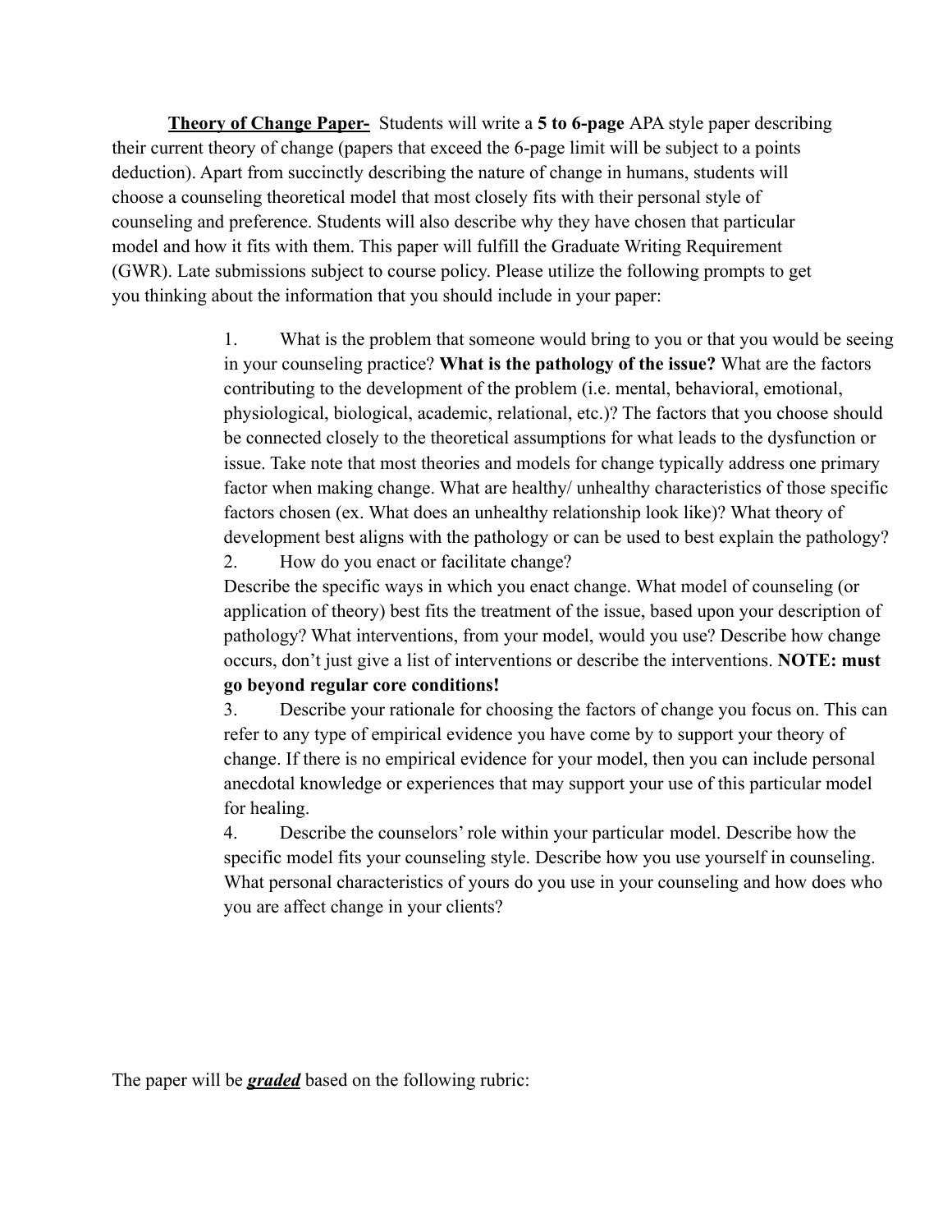**<u>Theory of Change Paper-</u>** Students will write a **5 to 6-page** APA style paper describing their current theory of change (papers that exceed the 6-page limit will be subject to a points deduction). Apart from succinctly describing the nature of change in humans, students will choose a counseling theoretical model that most closely fits with their personal style of counseling and preference. Students will also describe why they have chosen that particular model and how it fits with them. This paper will fulfill the Graduate Writing Requirement (GWR). Late submissions subject to course policy. Please utilize the following prompts to get you thinking about the information that you should include in your paper:

1. What is the problem that someone would bring to you or that you would be seeing in your counseling practice? **What is the pathology of the issue?** What are the factors contributing to the development of the problem (i.e. mental, behavioral, emotional, physiological, biological, academic, relational, etc.)? The factors that you choose should be connected closely to the theoretical assumptions for what leads to the dysfunction or issue. Take note that most theories and models for change typically address one primary factor when making change. What are healthy/ unhealthy characteristics of those specific factors chosen (ex. What does an unhealthy relationship look like)? What theory of development best aligns with the pathology or can be used to best explain the pathology?
2. How do you enact or facilitate change?
   Describe the specific ways in which you enact change. What model of counseling (or application of theory) best fits the treatment of the issue, based upon your description of pathology? What interventions, from your model, would you use? Describe how change occurs, don't just give a list of interventions or describe the interventions. **NOTE: must go beyond regular core conditions!**
3. Describe your rationale for choosing the factors of change you focus on. This can refer to any type of empirical evidence you have come by to support your theory of change. If there is no empirical evidence for your model, then you can include personal anecdotal knowledge or experiences that may support your use of this particular model for healing.
4. Describe the counselors' role within your particular model. Describe how the specific model fits your counseling style. Describe how you use yourself in counseling. What personal characteristics of yours do you use in your counseling and how does who you are affect change in your clients?

The paper will be ***<u>graded</u>*** based on the following rubric: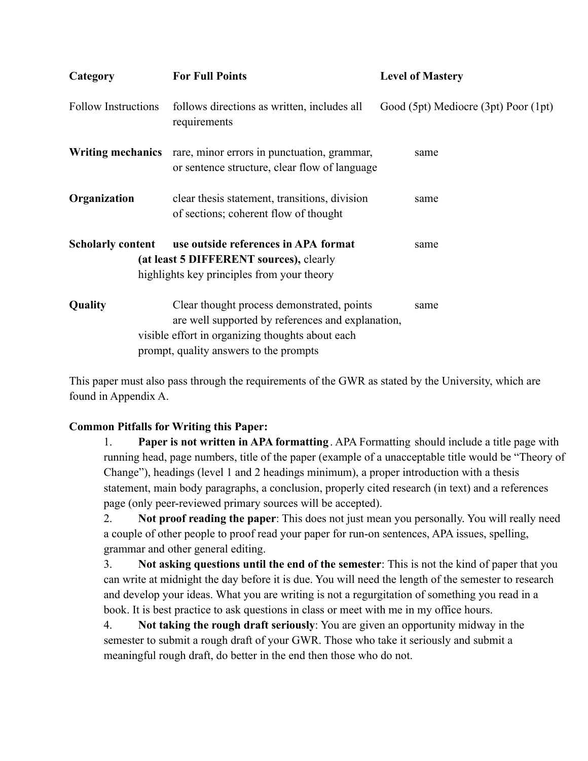| Category | For Full Points | Level of Mastery |
| --- | --- | --- |
| Follow Instructions | follows directions as written, includes all requirements | Good (5pt) Mediocre (3pt) Poor (1pt) |
| **Writing mechanics** | rare, minor errors in punctuation, grammar, or sentence structure, clear flow of language | same |
| **Organization** | clear thesis statement, transitions, division of sections; coherent flow of thought | same |
| **Scholarly content** | **use outside references in APA format (at least 5 DIFFERENT sources),** clearly highlights key principles from your theory | same |
| **Quality** | Clear thought process demonstrated, points are well supported by references and explanation, visible effort in organizing thoughts about each prompt, quality answers to the prompts | same |

This paper must also pass through the requirements of the GWR as stated by the University, which are found in Appendix A.

**Common Pitfalls for Writing this Paper:**

1. **Paper is not written in APA formatting**. APA Formatting should include a title page with running head, page numbers, title of the paper (example of a unacceptable title would be "Theory of Change"), headings (level 1 and 2 headings minimum), a proper introduction with a thesis statement, main body paragraphs, a conclusion, properly cited research (in text) and a references page (only peer-reviewed primary sources will be accepted).
2. **Not proof reading the paper**: This does not just mean you personally. You will really need a couple of other people to proof read your paper for run-on sentences, APA issues, spelling, grammar and other general editing.
3. **Not asking questions until the end of the semester**: This is not the kind of paper that you can write at midnight the day before it is due. You will need the length of the semester to research and develop your ideas. What you are writing is not a regurgitation of something you read in a book. It is best practice to ask questions in class or meet with me in my office hours.
4. **Not taking the rough draft seriously**: You are given an opportunity midway in the semester to submit a rough draft of your GWR. Those who take it seriously and submit a meaningful rough draft, do better in the end then those who do not.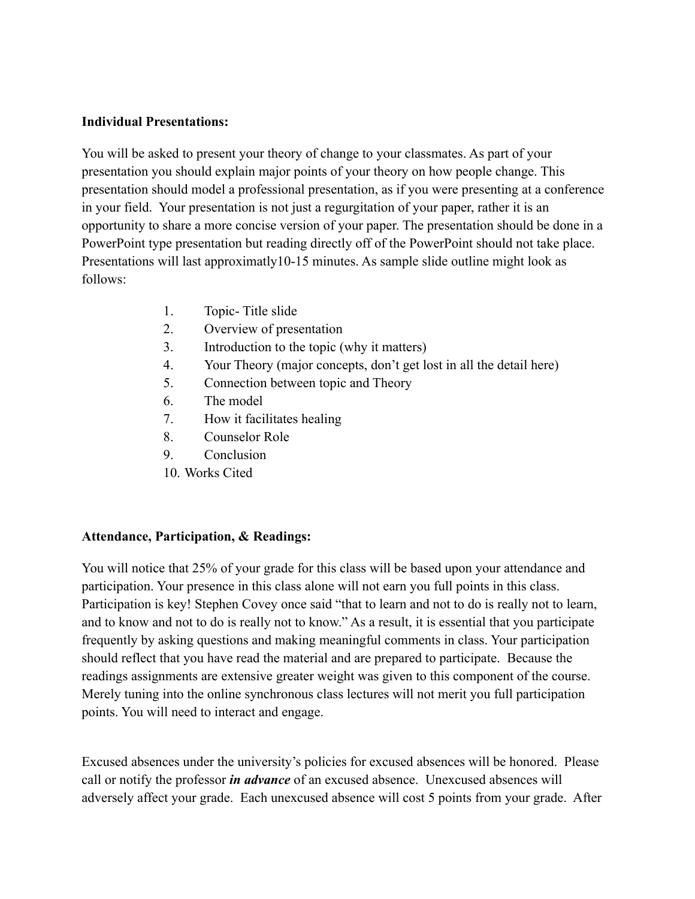**Individual Presentations:**

You will be asked to present your theory of change to your classmates. As part of your presentation you should explain major points of your theory on how people change. This presentation should model a professional presentation, as if you were presenting at a conference in your field. Your presentation is not just a regurgitation of your paper, rather it is an opportunity to share a more concise version of your paper. The presentation should be done in a PowerPoint type presentation but reading directly off of the PowerPoint should not take place. Presentations will last approximatly10-15 minutes. As sample slide outline might look as follows:

1. Topic- Title slide
2. Overview of presentation
3. Introduction to the topic (why it matters)
4. Your Theory (major concepts, don't get lost in all the detail here)
5. Connection between topic and Theory
6. The model
7. How it facilitates healing
8. Counselor Role
9. Conclusion
10. Works Cited

**Attendance, Participation, & Readings:**

You will notice that 25% of your grade for this class will be based upon your attendance and participation. Your presence in this class alone will not earn you full points in this class. Participation is key! Stephen Covey once said "that to learn and not to do is really not to learn, and to know and not to do is really not to know." As a result, it is essential that you participate frequently by asking questions and making meaningful comments in class. Your participation should reflect that you have read the material and are prepared to participate. Because the readings assignments are extensive greater weight was given to this component of the course. Merely tuning into the online synchronous class lectures will not merit you full participation points. You will need to interact and engage.

Excused absences under the university's policies for excused absences will be honored. Please call or notify the professor ***in advance*** of an excused absence. Unexcused absences will adversely affect your grade. Each unexcused absence will cost 5 points from your grade. After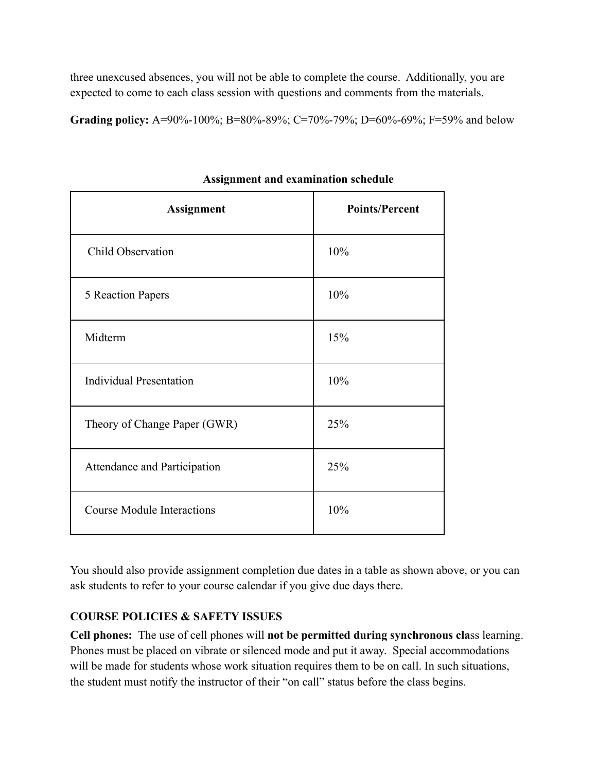three unexcused absences, you will not be able to complete the course. Additionally, you are expected to come to each class session with questions and comments from the materials.

**Grading policy:** A=90%-100%; B=80%-89%; C=70%-79%; D=60%-69%; F=59% and below

**Assignment and examination schedule**

| Assignment | Points/Percent |
|---|---|
| Child Observation | 10% |
| 5 Reaction Papers | 10% |
| Midterm | 15% |
| Individual Presentation | 10% |
| Theory of Change Paper (GWR) | 25% |
| Attendance and Participation | 25% |
| Course Module Interactions | 10% |

You should also provide assignment completion due dates in a table as shown above, or you can ask students to refer to your course calendar if you give due days there.

**COURSE POLICIES & SAFETY ISSUES**

**Cell phones:** The use of cell phones will **not be permitted during synchronous cla**ss learning. Phones must be placed on vibrate or silenced mode and put it away. Special accommodations will be made for students whose work situation requires them to be on call. In such situations, the student must notify the instructor of their "on call" status before the class begins.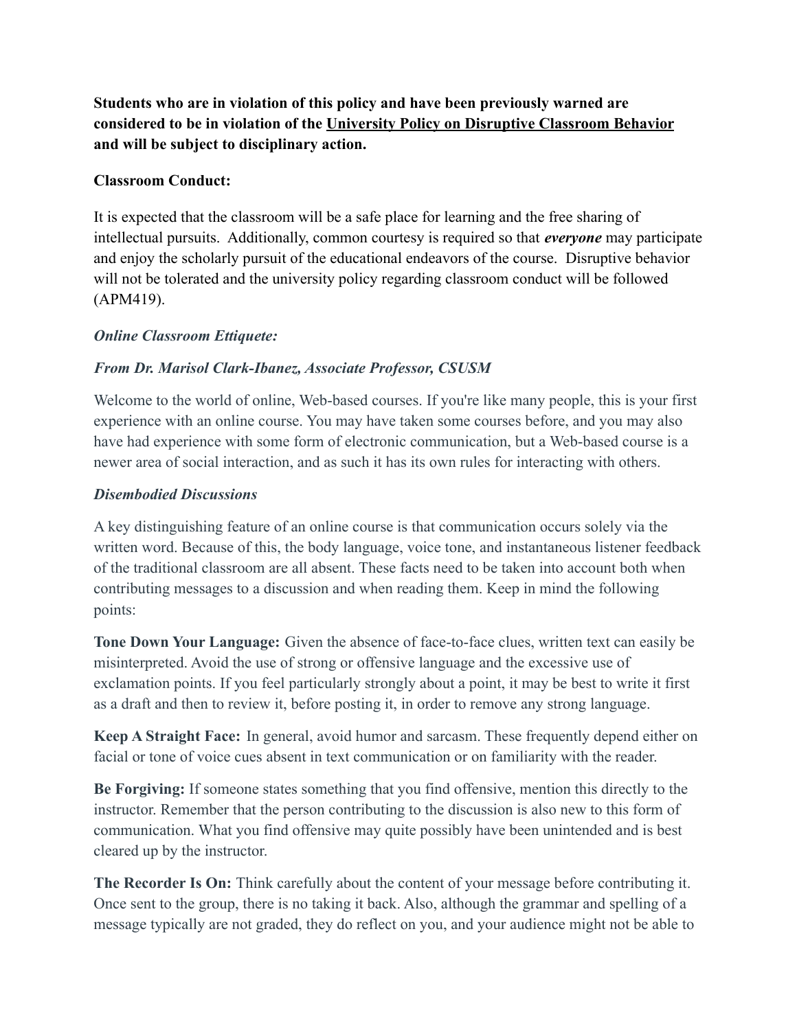**Students who are in violation of this policy and have been previously warned are considered to be in violation of the University Policy on Disruptive Classroom Behavior and will be subject to disciplinary action.**

**Classroom Conduct:**

It is expected that the classroom will be a safe place for learning and the free sharing of intellectual pursuits. Additionally, common courtesy is required so that ***everyone*** may participate and enjoy the scholarly pursuit of the educational endeavors of the course. Disruptive behavior will not be tolerated and the university policy regarding classroom conduct will be followed (APM419).

***Online Classroom Ettiquete:***

***From Dr. Marisol Clark-Ibanez, Associate Professor, CSUSM***

Welcome to the world of online, Web-based courses. If you're like many people, this is your first experience with an online course. You may have taken some courses before, and you may also have had experience with some form of electronic communication, but a Web-based course is a newer area of social interaction, and as such it has its own rules for interacting with others.

***Disembodied Discussions***

A key distinguishing feature of an online course is that communication occurs solely via the written word. Because of this, the body language, voice tone, and instantaneous listener feedback of the traditional classroom are all absent. These facts need to be taken into account both when contributing messages to a discussion and when reading them. Keep in mind the following points:

**Tone Down Your Language:** Given the absence of face-to-face clues, written text can easily be misinterpreted. Avoid the use of strong or offensive language and the excessive use of exclamation points. If you feel particularly strongly about a point, it may be best to write it first as a draft and then to review it, before posting it, in order to remove any strong language.

**Keep A Straight Face:** In general, avoid humor and sarcasm. These frequently depend either on facial or tone of voice cues absent in text communication or on familiarity with the reader.

**Be Forgiving:** If someone states something that you find offensive, mention this directly to the instructor. Remember that the person contributing to the discussion is also new to this form of communication. What you find offensive may quite possibly have been unintended and is best cleared up by the instructor.

**The Recorder Is On:** Think carefully about the content of your message before contributing it. Once sent to the group, there is no taking it back. Also, although the grammar and spelling of a message typically are not graded, they do reflect on you, and your audience might not be able to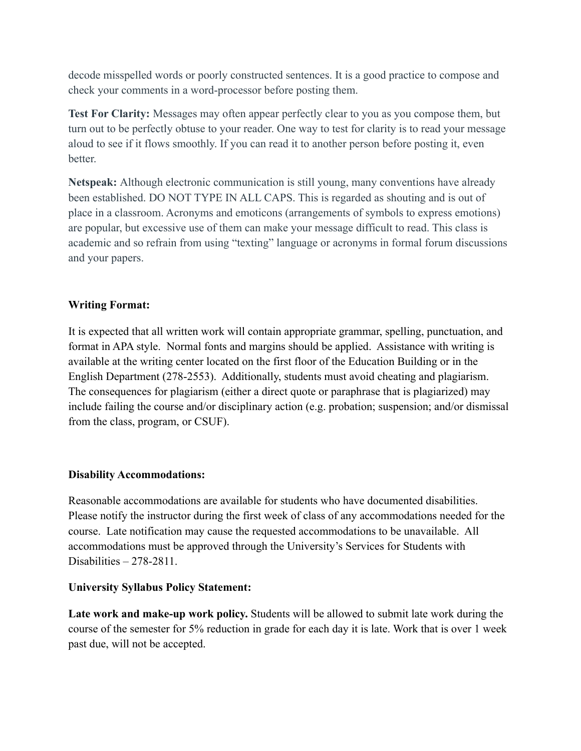decode misspelled words or poorly constructed sentences. It is a good practice to compose and check your comments in a word-processor before posting them.

**Test For Clarity:** Messages may often appear perfectly clear to you as you compose them, but turn out to be perfectly obtuse to your reader. One way to test for clarity is to read your message aloud to see if it flows smoothly. If you can read it to another person before posting it, even better.

**Netspeak:** Although electronic communication is still young, many conventions have already been established. DO NOT TYPE IN ALL CAPS. This is regarded as shouting and is out of place in a classroom. Acronyms and emoticons (arrangements of symbols to express emotions) are popular, but excessive use of them can make your message difficult to read. This class is academic and so refrain from using "texting" language or acronyms in formal forum discussions and your papers.

**Writing Format:**

It is expected that all written work will contain appropriate grammar, spelling, punctuation, and format in APA style. Normal fonts and margins should be applied. Assistance with writing is available at the writing center located on the first floor of the Education Building or in the English Department (278-2553). Additionally, students must avoid cheating and plagiarism. The consequences for plagiarism (either a direct quote or paraphrase that is plagiarized) may include failing the course and/or disciplinary action (e.g. probation; suspension; and/or dismissal from the class, program, or CSUF).

**Disability Accommodations:**

Reasonable accommodations are available for students who have documented disabilities. Please notify the instructor during the first week of class of any accommodations needed for the course. Late notification may cause the requested accommodations to be unavailable. All accommodations must be approved through the University's Services for Students with Disabilities – 278-2811.

**University Syllabus Policy Statement:**

**Late work and make-up work policy.** Students will be allowed to submit late work during the course of the semester for 5% reduction in grade for each day it is late. Work that is over 1 week past due, will not be accepted.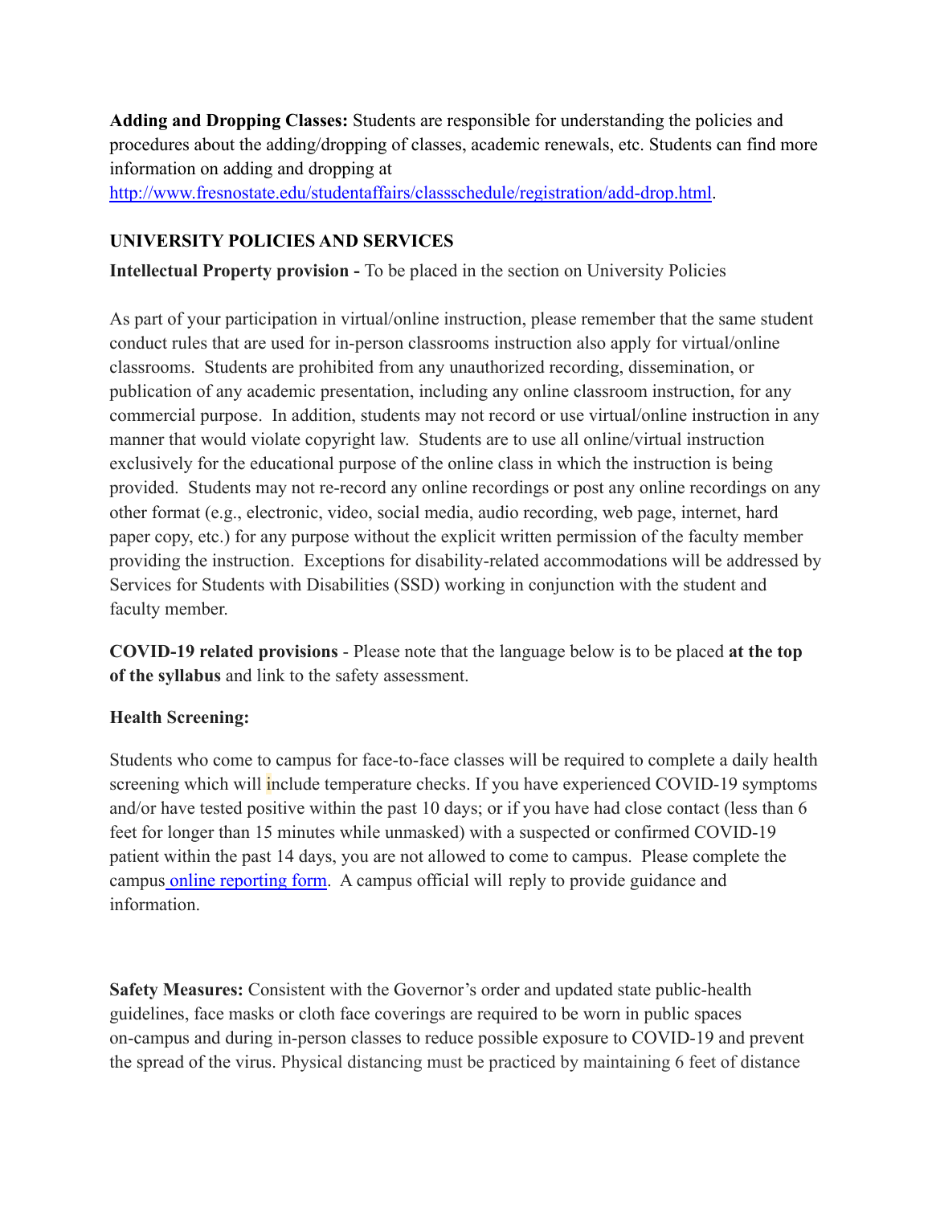**Adding and Dropping Classes:** Students are responsible for understanding the policies and procedures about the adding/dropping of classes, academic renewals, etc. Students can find more information on adding and dropping at http://www.fresnostate.edu/studentaffairs/classschedule/registration/add-drop.html.

## UNIVERSITY POLICIES AND SERVICES

**Intellectual Property provision -** To be placed in the section on University Policies

As part of your participation in virtual/online instruction, please remember that the same student conduct rules that are used for in-person classrooms instruction also apply for virtual/online classrooms. Students are prohibited from any unauthorized recording, dissemination, or publication of any academic presentation, including any online classroom instruction, for any commercial purpose. In addition, students may not record or use virtual/online instruction in any manner that would violate copyright law. Students are to use all online/virtual instruction exclusively for the educational purpose of the online class in which the instruction is being provided. Students may not re-record any online recordings or post any online recordings on any other format (e.g., electronic, video, social media, audio recording, web page, internet, hard paper copy, etc.) for any purpose without the explicit written permission of the faculty member providing the instruction. Exceptions for disability-related accommodations will be addressed by Services for Students with Disabilities (SSD) working in conjunction with the student and faculty member.

**COVID-19 related provisions** - Please note that the language below is to be placed **at the top of the syllabus** and link to the safety assessment.

**Health Screening:**

Students who come to campus for face-to-face classes will be required to complete a daily health screening which will include temperature checks. If you have experienced COVID-19 symptoms and/or have tested positive within the past 10 days; or if you have had close contact (less than 6 feet for longer than 15 minutes while unmasked) with a suspected or confirmed COVID-19 patient within the past 14 days, you are not allowed to come to campus. Please complete the campus online reporting form. A campus official will reply to provide guidance and information.

**Safety Measures:** Consistent with the Governor's order and updated state public-health guidelines, face masks or cloth face coverings are required to be worn in public spaces on-campus and during in-person classes to reduce possible exposure to COVID-19 and prevent the spread of the virus. Physical distancing must be practiced by maintaining 6 feet of distance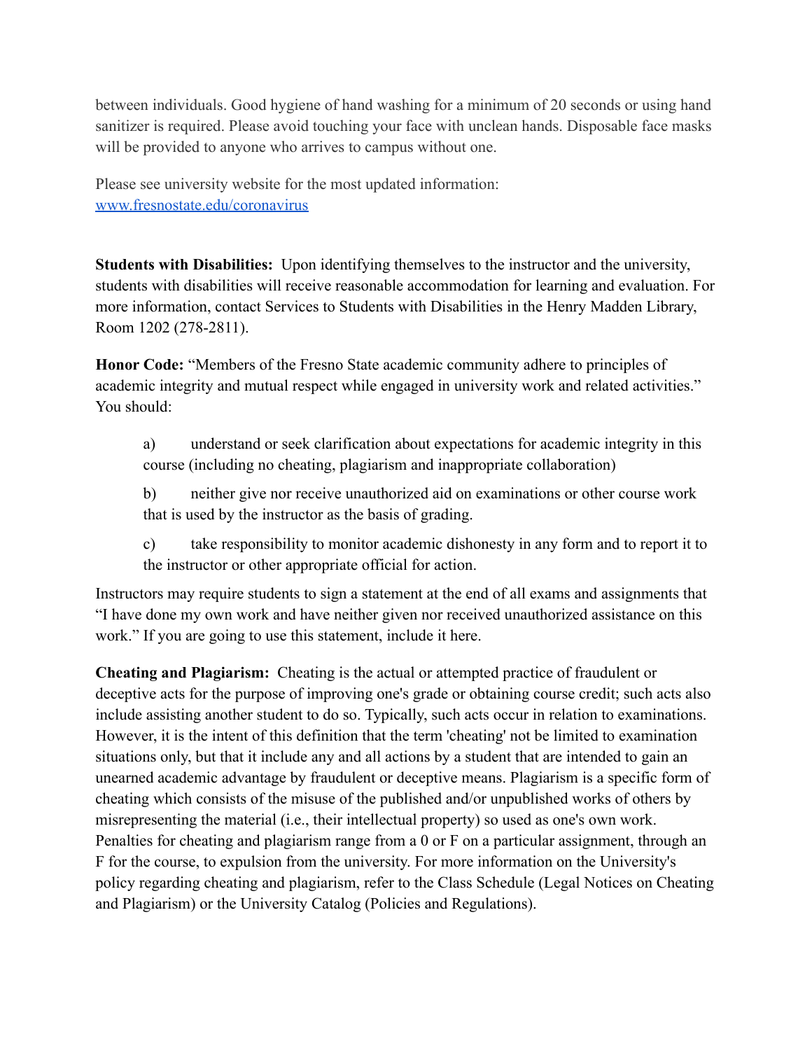between individuals. Good hygiene of hand washing for a minimum of 20 seconds or using hand sanitizer is required. Please avoid touching your face with unclean hands. Disposable face masks will be provided to anyone who arrives to campus without one.

Please see university website for the most updated information: [www.fresnostate.edu/coronavirus](www.fresnostate.edu/coronavirus)

**Students with Disabilities:** Upon identifying themselves to the instructor and the university, students with disabilities will receive reasonable accommodation for learning and evaluation. For more information, contact Services to Students with Disabilities in the Henry Madden Library, Room 1202 (278-2811).

**Honor Code:** "Members of the Fresno State academic community adhere to principles of academic integrity and mutual respect while engaged in university work and related activities." You should:

a) understand or seek clarification about expectations for academic integrity in this course (including no cheating, plagiarism and inappropriate collaboration)

b) neither give nor receive unauthorized aid on examinations or other course work that is used by the instructor as the basis of grading.

c) take responsibility to monitor academic dishonesty in any form and to report it to the instructor or other appropriate official for action.

Instructors may require students to sign a statement at the end of all exams and assignments that "I have done my own work and have neither given nor received unauthorized assistance on this work." If you are going to use this statement, include it here.

**Cheating and Plagiarism:** Cheating is the actual or attempted practice of fraudulent or deceptive acts for the purpose of improving one's grade or obtaining course credit; such acts also include assisting another student to do so. Typically, such acts occur in relation to examinations. However, it is the intent of this definition that the term 'cheating' not be limited to examination situations only, but that it include any and all actions by a student that are intended to gain an unearned academic advantage by fraudulent or deceptive means. Plagiarism is a specific form of cheating which consists of the misuse of the published and/or unpublished works of others by misrepresenting the material (i.e., their intellectual property) so used as one's own work. Penalties for cheating and plagiarism range from a 0 or F on a particular assignment, through an F for the course, to expulsion from the university. For more information on the University's policy regarding cheating and plagiarism, refer to the Class Schedule (Legal Notices on Cheating and Plagiarism) or the University Catalog (Policies and Regulations).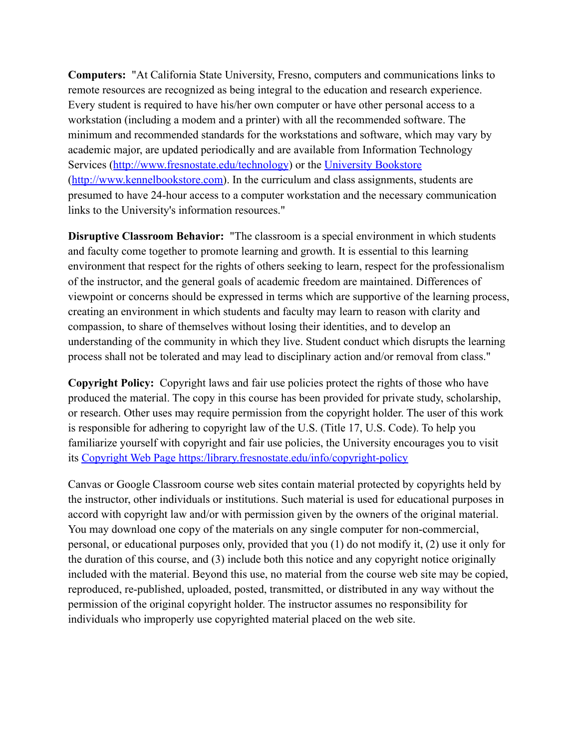**Computers:** "At California State University, Fresno, computers and communications links to remote resources are recognized as being integral to the education and research experience. Every student is required to have his/her own computer or have other personal access to a workstation (including a modem and a printer) with all the recommended software. The minimum and recommended standards for the workstations and software, which may vary by academic major, are updated periodically and are available from Information Technology Services ([http://www.fresnostate.edu/technology](http://www.fresnostate.edu/technology)) or the [University Bookstore](http://www.kennelbookstore.com) ([http://www.kennelbookstore.com](http://www.kennelbookstore.com)). In the curriculum and class assignments, students are presumed to have 24-hour access to a computer workstation and the necessary communication links to the University's information resources."

**Disruptive Classroom Behavior:** "The classroom is a special environment in which students and faculty come together to promote learning and growth. It is essential to this learning environment that respect for the rights of others seeking to learn, respect for the professionalism of the instructor, and the general goals of academic freedom are maintained. Differences of viewpoint or concerns should be expressed in terms which are supportive of the learning process, creating an environment in which students and faculty may learn to reason with clarity and compassion, to share of themselves without losing their identities, and to develop an understanding of the community in which they live. Student conduct which disrupts the learning process shall not be tolerated and may lead to disciplinary action and/or removal from class."

**Copyright Policy:** Copyright laws and fair use policies protect the rights of those who have produced the material. The copy in this course has been provided for private study, scholarship, or research. Other uses may require permission from the copyright holder. The user of this work is responsible for adhering to copyright law of the U.S. (Title 17, U.S. Code). To help you familiarize yourself with copyright and fair use policies, the University encourages you to visit its [Copyright Web Page https:/library.fresnostate.edu/info/copyright-policy](https://library.fresnostate.edu/info/copyright-policy)

Canvas or Google Classroom course web sites contain material protected by copyrights held by the instructor, other individuals or institutions. Such material is used for educational purposes in accord with copyright law and/or with permission given by the owners of the original material. You may download one copy of the materials on any single computer for non-commercial, personal, or educational purposes only, provided that you (1) do not modify it, (2) use it only for the duration of this course, and (3) include both this notice and any copyright notice originally included with the material. Beyond this use, no material from the course web site may be copied, reproduced, re-published, uploaded, posted, transmitted, or distributed in any way without the permission of the original copyright holder. The instructor assumes no responsibility for individuals who improperly use copyrighted material placed on the web site.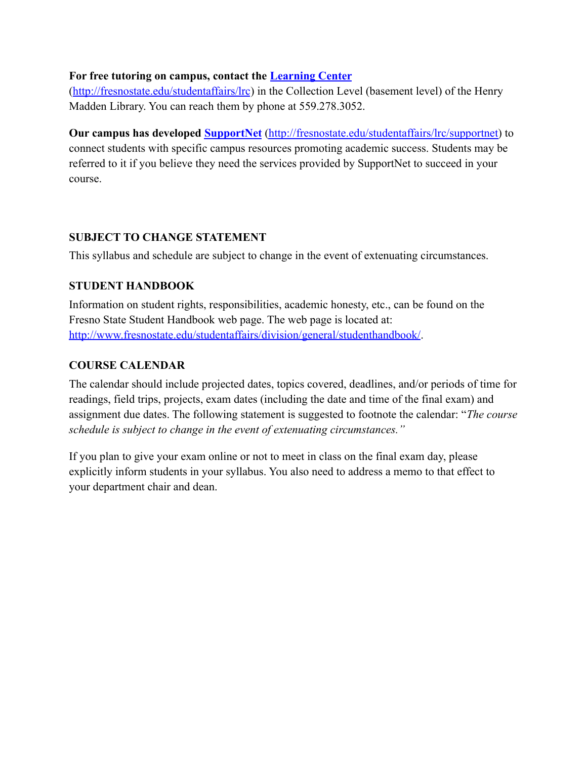**For free tutoring on campus, contact the [Learning Center](http://fresnostate.edu/studentaffairs/lrc)** (http://fresnostate.edu/studentaffairs/lrc) in the Collection Level (basement level) of the Henry Madden Library. You can reach them by phone at 559.278.3052.

**Our campus has developed [SupportNet](http://fresnostate.edu/studentaffairs/lrc/supportnet)** (http://fresnostate.edu/studentaffairs/lrc/supportnet) to connect students with specific campus resources promoting academic success. Students may be referred to it if you believe they need the services provided by SupportNet to succeed in your course.

### SUBJECT TO CHANGE STATEMENT

This syllabus and schedule are subject to change in the event of extenuating circumstances.

### STUDENT HANDBOOK

Information on student rights, responsibilities, academic honesty, etc., can be found on the Fresno State Student Handbook web page. The web page is located at: http://www.fresnostate.edu/studentaffairs/division/general/studenthandbook/.

### COURSE CALENDAR

The calendar should include projected dates, topics covered, deadlines, and/or periods of time for readings, field trips, projects, exam dates (including the date and time of the final exam) and assignment due dates. The following statement is suggested to footnote the calendar: "*The course schedule is subject to change in the event of extenuating circumstances.*"

If you plan to give your exam online or not to meet in class on the final exam day, please explicitly inform students in your syllabus. You also need to address a memo to that effect to your department chair and dean.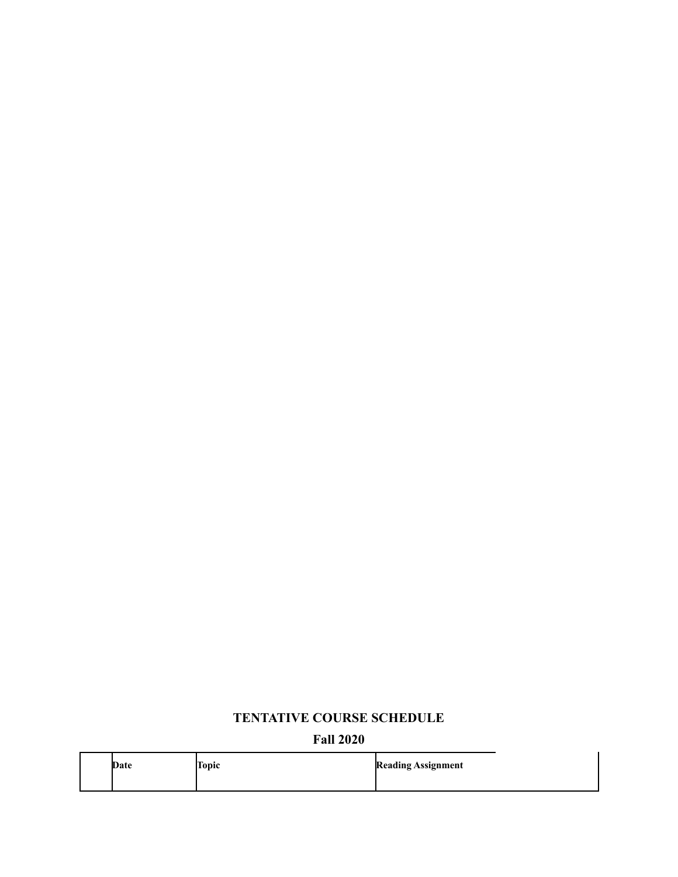## TENTATIVE COURSE SCHEDULE

### Fall 2020

| | Date | Topic | Reading Assignment |
|---|---|---|---|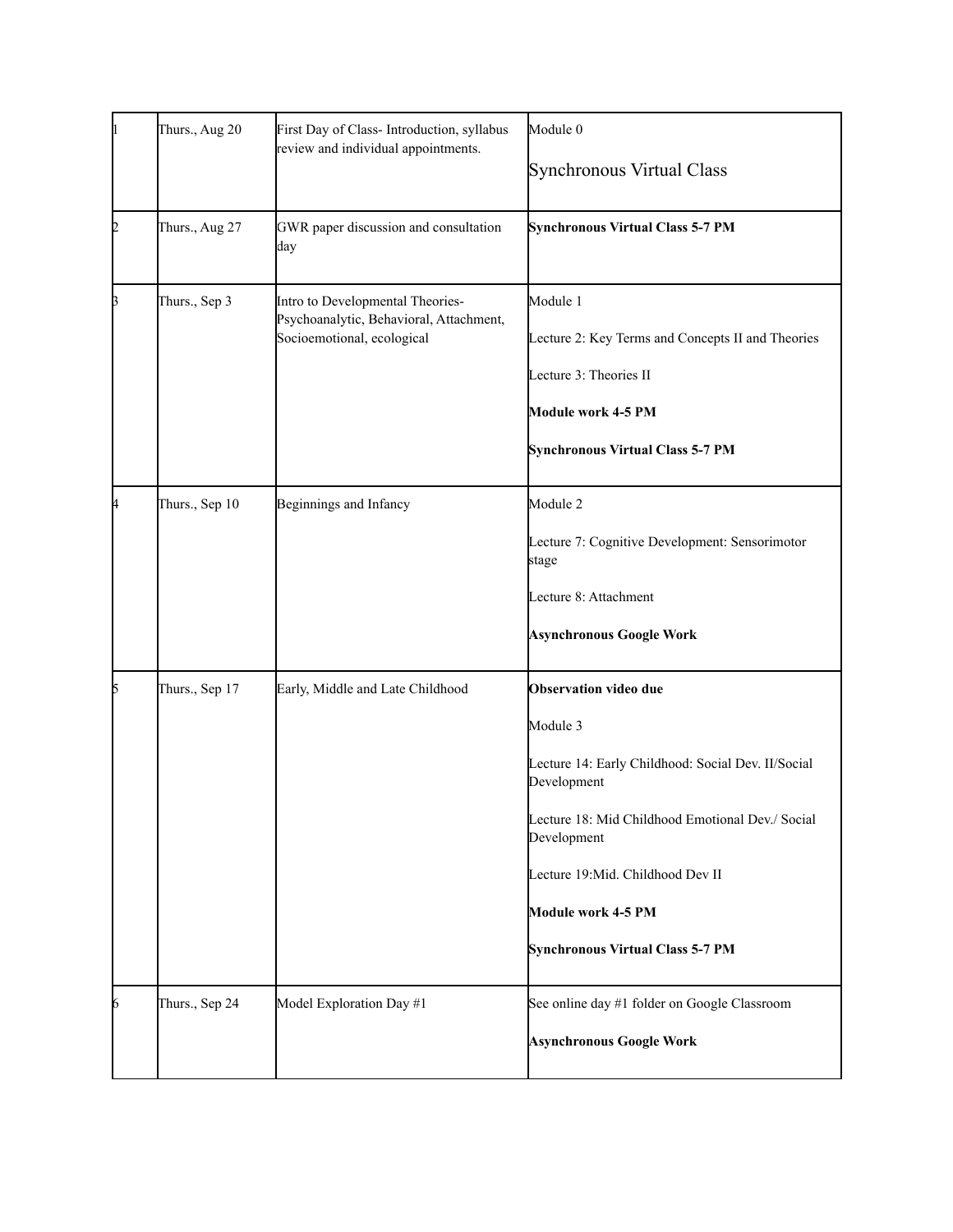| 1 | Thurs., Aug 20 | First Day of Class- Introduction, syllabus review and individual appointments. | Module 0<br><br>Synchronous Virtual Class |
|---|---|---|---|
| 2 | Thurs., Aug 27 | GWR paper discussion and consultation day | **Synchronous Virtual Class 5-7 PM** |
| 3 | Thurs., Sep 3 | Intro to Developmental Theories- Psychoanalytic, Behavioral, Attachment, Socioemotional, ecological | Module 1<br><br>Lecture 2: Key Terms and Concepts II and Theories<br><br>Lecture 3: Theories II<br><br>**Module work 4-5 PM**<br><br>**Synchronous Virtual Class 5-7 PM** |
| 4 | Thurs., Sep 10 | Beginnings and Infancy | Module 2<br><br>Lecture 7: Cognitive Development: Sensorimotor stage<br><br>Lecture 8: Attachment<br><br>**Asynchronous Google Work** |
| 5 | Thurs., Sep 17 | Early, Middle and Late Childhood | **Observation video due**<br><br>Module 3<br><br>Lecture 14: Early Childhood: Social Dev. II/Social Development<br><br>Lecture 18: Mid Childhood Emotional Dev./ Social Development<br><br>Lecture 19:Mid. Childhood Dev II<br><br>**Module work 4-5 PM**<br><br>**Synchronous Virtual Class 5-7 PM** |
| 6 | Thurs., Sep 24 | Model Exploration Day #1 | See online day #1 folder on Google Classroom<br><br>**Asynchronous Google Work** |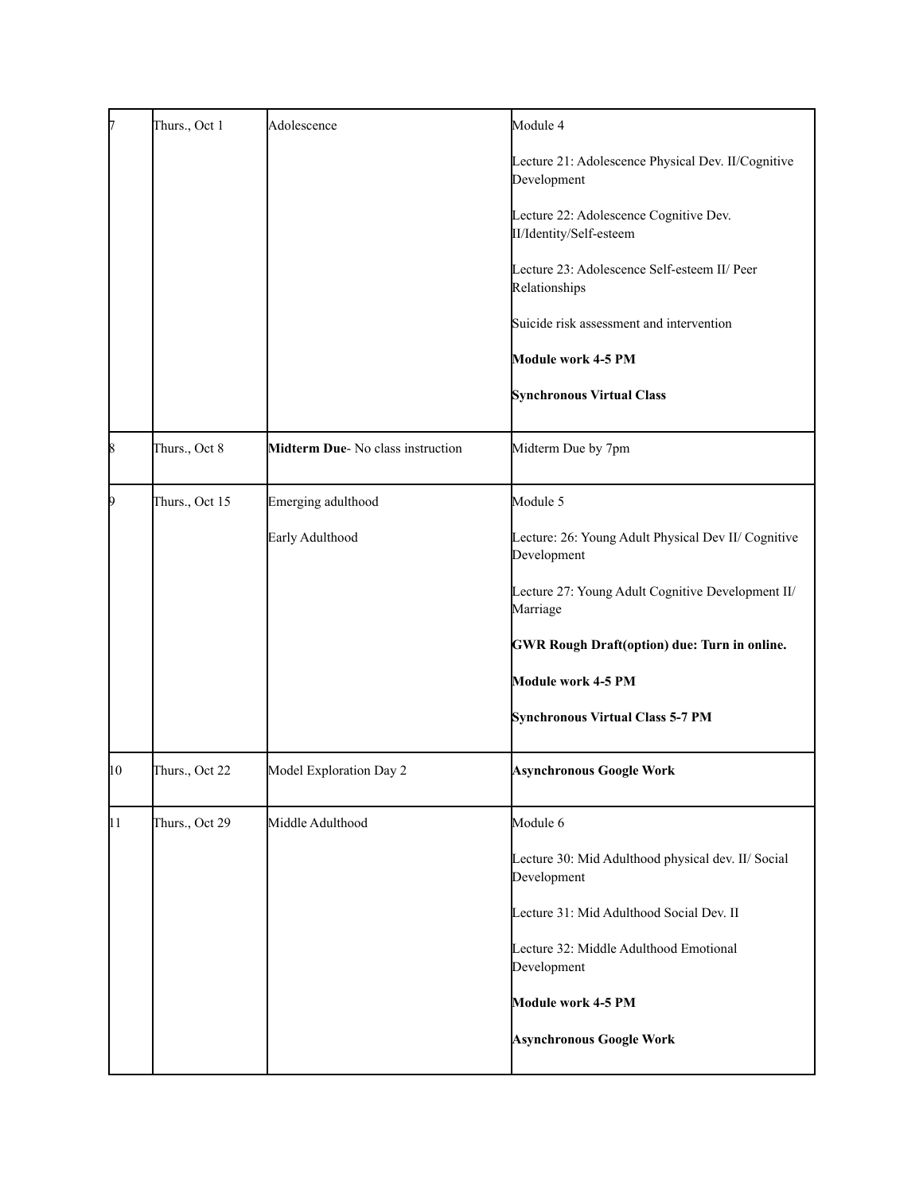| | | | |
|---|---|---|---|
| 7 | Thurs., Oct 1 | Adolescence | Module 4<br><br>Lecture 21: Adolescence Physical Dev. II/Cognitive Development<br><br>Lecture 22: Adolescence Cognitive Dev. II/Identity/Self-esteem<br><br>Lecture 23: Adolescence Self-esteem II/ Peer Relationships<br><br>Suicide risk assessment and intervention<br><br>**Module work 4-5 PM**<br><br>**Synchronous Virtual Class** |
| 8 | Thurs., Oct 8 | **Midterm Due**- No class instruction | Midterm Due by 7pm |
| 9 | Thurs., Oct 15 | Emerging adulthood<br><br>Early Adulthood | Module 5<br><br>Lecture: 26: Young Adult Physical Dev II/ Cognitive Development<br><br>Lecture 27: Young Adult Cognitive Development II/ Marriage<br><br>**GWR Rough Draft(option) due: Turn in online.**<br><br>**Module work 4-5 PM**<br><br>**Synchronous Virtual Class 5-7 PM** |
| 10 | Thurs., Oct 22 | Model Exploration Day 2 | **Asynchronous Google Work** |
| 11 | Thurs., Oct 29 | Middle Adulthood | Module 6<br><br>Lecture 30: Mid Adulthood physical dev. II/ Social Development<br><br>Lecture 31: Mid Adulthood Social Dev. II<br><br>Lecture 32: Middle Adulthood Emotional Development<br><br>**Module work 4-5 PM**<br><br>**Asynchronous Google Work** |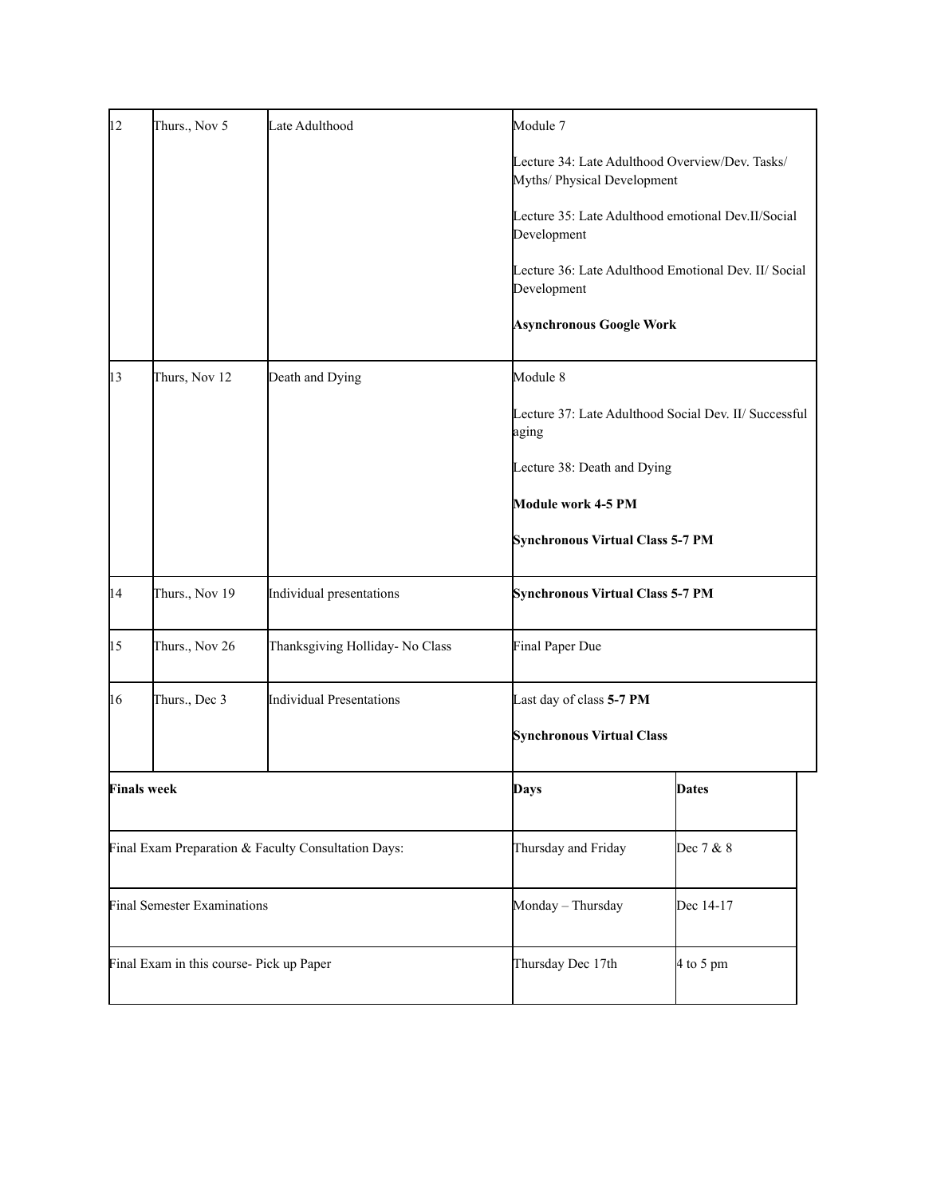| 12 | Thurs., Nov 5 | Late Adulthood | Module 7<br><br>Lecture 34: Late Adulthood Overview/Dev. Tasks/ Myths/ Physical Development<br><br>Lecture 35: Late Adulthood emotional Dev.II/Social Development<br><br>Lecture 36: Late Adulthood Emotional Dev. II/ Social Development<br><br>**Asynchronous Google Work** |
|---|---|---|---|
| 13 | Thurs, Nov 12 | Death and Dying | Module 8<br><br>Lecture 37: Late Adulthood Social Dev. II/ Successful aging<br><br>Lecture 38: Death and Dying<br><br>**Module work 4-5 PM**<br><br>**Synchronous Virtual Class 5-7 PM** |
| 14 | Thurs., Nov 19 | Individual presentations | **Synchronous Virtual Class 5-7 PM** |
| 15 | Thurs., Nov 26 | Thanksgiving Holliday- No Class | Final Paper Due |
| 16 | Thurs., Dec 3 | Individual Presentations | Last day of class **5-7 PM**<br><br>**Synchronous Virtual Class** |

| **Finals week** | **Days** | **Dates** |
|---|---|---|
| Final Exam Preparation & Faculty Consultation Days: | Thursday and Friday | Dec 7 & 8 |
| Final Semester Examinations | Monday – Thursday | Dec 14-17 |
| Final Exam in this course- Pick up Paper | Thursday Dec 17th | 4 to 5 pm |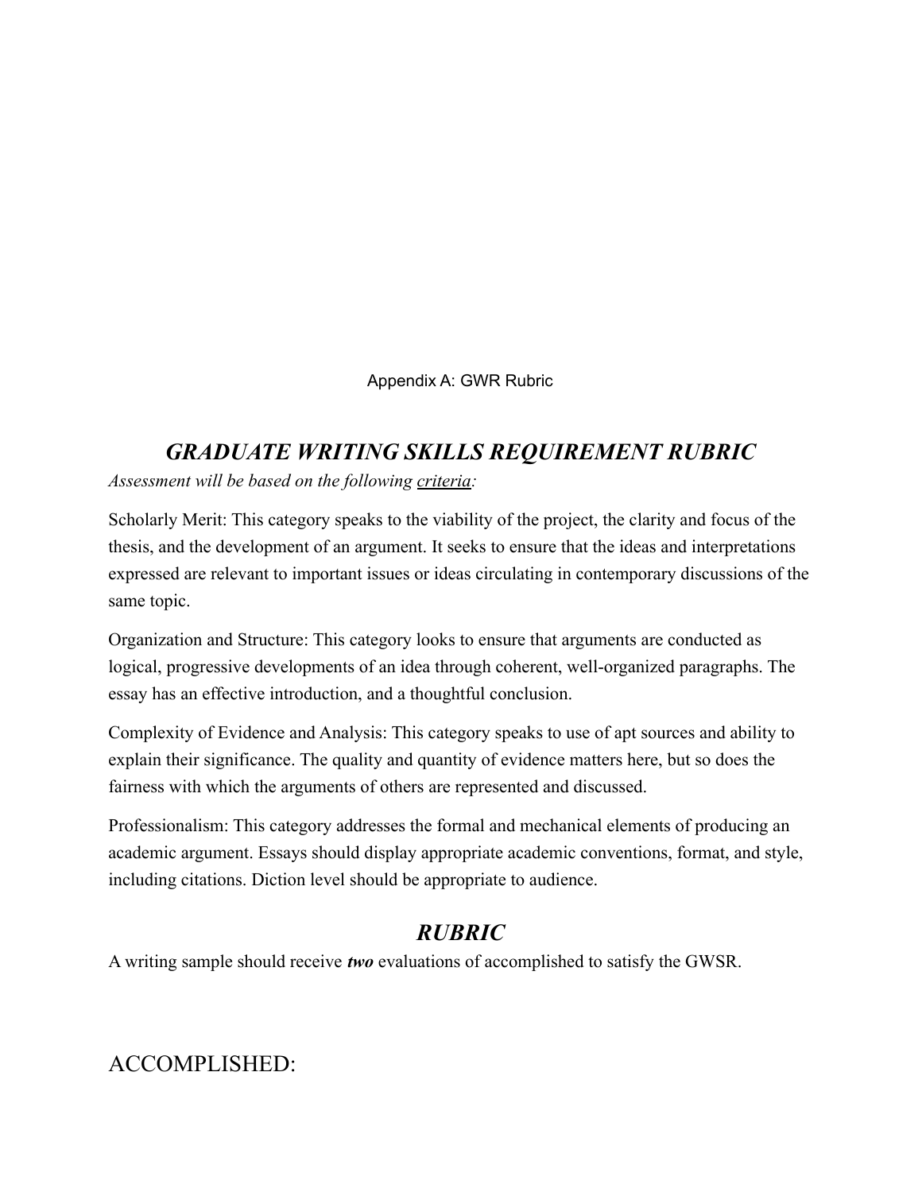Appendix A: GWR Rubric

## *GRADUATE WRITING SKILLS REQUIREMENT RUBRIC*

*Assessment will be based on the following criteria:*

Scholarly Merit: This category speaks to the viability of the project, the clarity and focus of the thesis, and the development of an argument. It seeks to ensure that the ideas and interpretations expressed are relevant to important issues or ideas circulating in contemporary discussions of the same topic.

Organization and Structure: This category looks to ensure that arguments are conducted as logical, progressive developments of an idea through coherent, well-organized paragraphs. The essay has an effective introduction, and a thoughtful conclusion.

Complexity of Evidence and Analysis: This category speaks to use of apt sources and ability to explain their significance. The quality and quantity of evidence matters here, but so does the fairness with which the arguments of others are represented and discussed.

Professionalism: This category addresses the formal and mechanical elements of producing an academic argument. Essays should display appropriate academic conventions, format, and style, including citations. Diction level should be appropriate to audience.

## *RUBRIC*

A writing sample should receive ***two*** evaluations of accomplished to satisfy the GWSR.

## ACCOMPLISHED: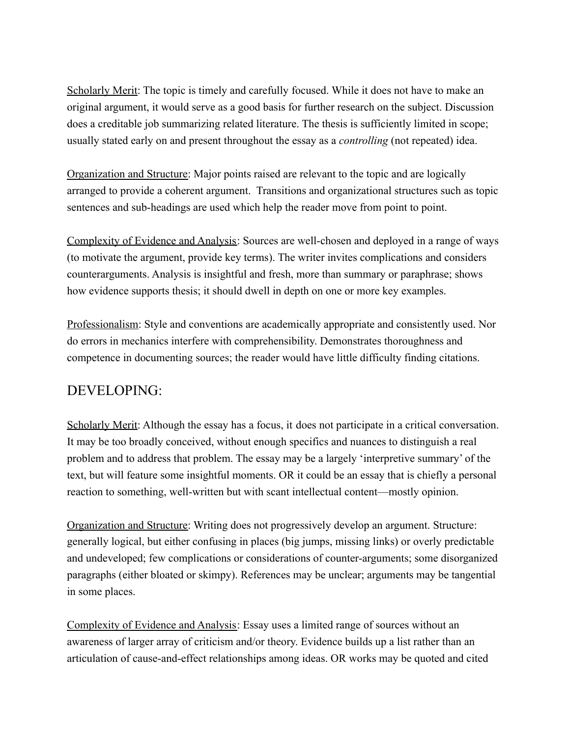Scholarly Merit: The topic is timely and carefully focused. While it does not have to make an original argument, it would serve as a good basis for further research on the subject. Discussion does a creditable job summarizing related literature. The thesis is sufficiently limited in scope; usually stated early on and present throughout the essay as a *controlling* (not repeated) idea.

Organization and Structure: Major points raised are relevant to the topic and are logically arranged to provide a coherent argument. Transitions and organizational structures such as topic sentences and sub-headings are used which help the reader move from point to point.

Complexity of Evidence and Analysis: Sources are well-chosen and deployed in a range of ways (to motivate the argument, provide key terms). The writer invites complications and considers counterarguments. Analysis is insightful and fresh, more than summary or paraphrase; shows how evidence supports thesis; it should dwell in depth on one or more key examples.

Professionalism: Style and conventions are academically appropriate and consistently used. Nor do errors in mechanics interfere with comprehensibility. Demonstrates thoroughness and competence in documenting sources; the reader would have little difficulty finding citations.

## DEVELOPING:

Scholarly Merit: Although the essay has a focus, it does not participate in a critical conversation. It may be too broadly conceived, without enough specifics and nuances to distinguish a real problem and to address that problem. The essay may be a largely 'interpretive summary' of the text, but will feature some insightful moments. OR it could be an essay that is chiefly a personal reaction to something, well-written but with scant intellectual content—mostly opinion.

Organization and Structure: Writing does not progressively develop an argument. Structure: generally logical, but either confusing in places (big jumps, missing links) or overly predictable and undeveloped; few complications or considerations of counter-arguments; some disorganized paragraphs (either bloated or skimpy). References may be unclear; arguments may be tangential in some places.

Complexity of Evidence and Analysis: Essay uses a limited range of sources without an awareness of larger array of criticism and/or theory. Evidence builds up a list rather than an articulation of cause-and-effect relationships among ideas. OR works may be quoted and cited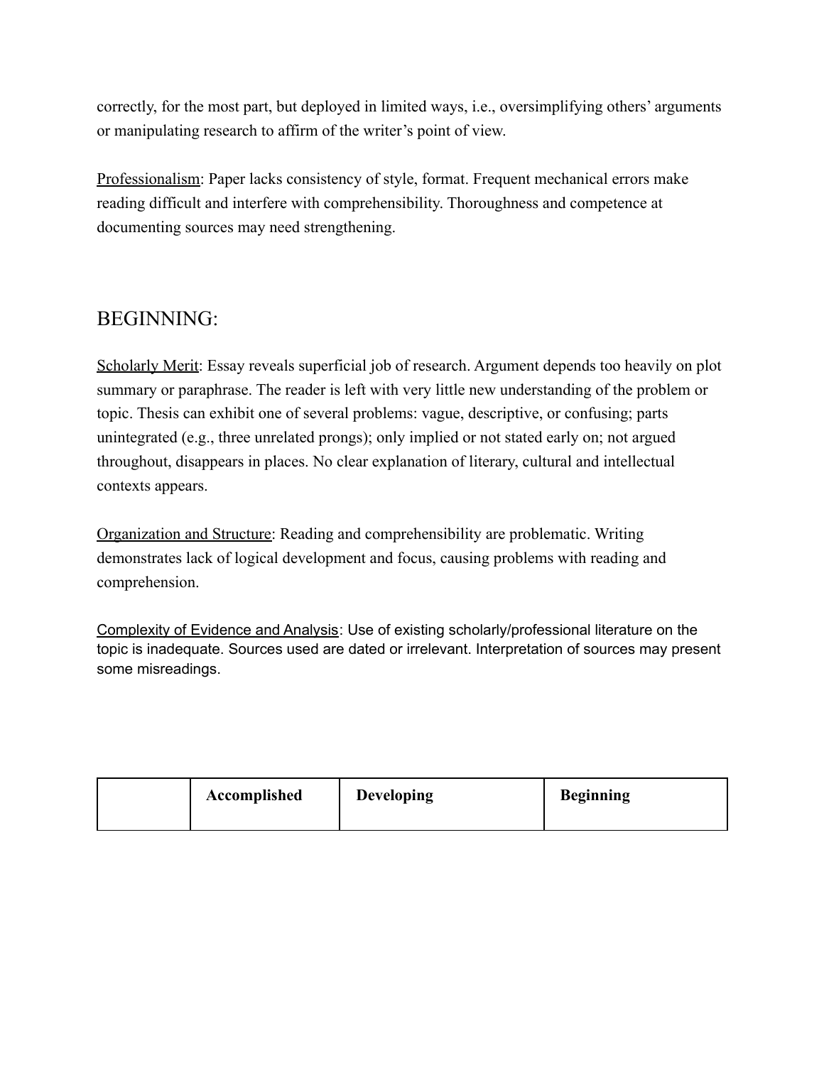correctly, for the most part, but deployed in limited ways, i.e., oversimplifying others' arguments or manipulating research to affirm of the writer's point of view.

Professionalism: Paper lacks consistency of style, format. Frequent mechanical errors make reading difficult and interfere with comprehensibility. Thoroughness and competence at documenting sources may need strengthening.

## BEGINNING:

Scholarly Merit: Essay reveals superficial job of research. Argument depends too heavily on plot summary or paraphrase. The reader is left with very little new understanding of the problem or topic. Thesis can exhibit one of several problems: vague, descriptive, or confusing; parts unintegrated (e.g., three unrelated prongs); only implied or not stated early on; not argued throughout, disappears in places. No clear explanation of literary, cultural and intellectual contexts appears.

Organization and Structure: Reading and comprehensibility are problematic. Writing demonstrates lack of logical development and focus, causing problems with reading and comprehension.

Complexity of Evidence and Analysis: Use of existing scholarly/professional literature on the topic is inadequate. Sources used are dated or irrelevant. Interpretation of sources may present some misreadings.

| | **Accomplished** | **Developing** | **Beginning** |
|---|---|---|---|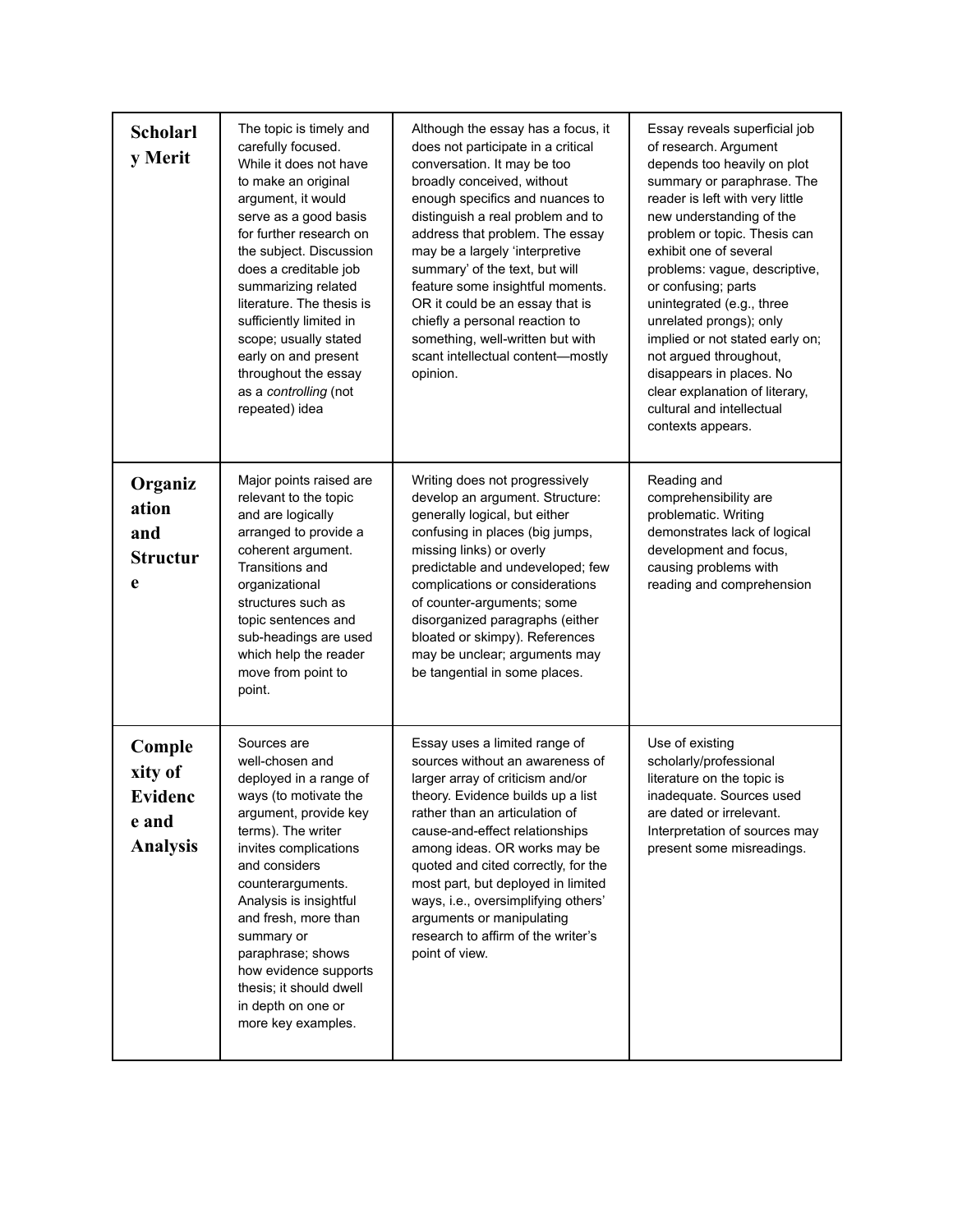| | | | |
|---|---|---|---|
| **Scholarly Merit** | The topic is timely and carefully focused. While it does not have to make an original argument, it would serve as a good basis for further research on the subject. Discussion does a creditable job summarizing related literature. The thesis is sufficiently limited in scope; usually stated early on and present throughout the essay as a *controlling* (not repeated) idea | Although the essay has a focus, it does not participate in a critical conversation. It may be too broadly conceived, without enough specifics and nuances to distinguish a real problem and to address that problem. The essay may be a largely 'interpretive summary' of the text, but will feature some insightful moments. OR it could be an essay that is chiefly a personal reaction to something, well-written but with scant intellectual content—mostly opinion. | Essay reveals superficial job of research. Argument depends too heavily on plot summary or paraphrase. The reader is left with very little new understanding of the problem or topic. Thesis can exhibit one of several problems: vague, descriptive, or confusing; parts unintegrated (e.g., three unrelated prongs); only implied or not stated early on; not argued throughout, disappears in places. No clear explanation of literary, cultural and intellectual contexts appears. |
| **Organization and Structure** | Major points raised are relevant to the topic and are logically arranged to provide a coherent argument. Transitions and organizational structures such as topic sentences and sub-headings are used which help the reader move from point to point. | Writing does not progressively develop an argument. Structure: generally logical, but either confusing in places (big jumps, missing links) or overly predictable and undeveloped; few complications or considerations of counter-arguments; some disorganized paragraphs (either bloated or skimpy). References may be unclear; arguments may be tangential in some places. | Reading and comprehensibility are problematic. Writing demonstrates lack of logical development and focus, causing problems with reading and comprehension |
| **Complexity of Evidence and Analysis** | Sources are well-chosen and deployed in a range of ways (to motivate the argument, provide key terms). The writer invites complications and considers counterarguments. Analysis is insightful and fresh, more than summary or paraphrase; shows how evidence supports thesis; it should dwell in depth on one or more key examples. | Essay uses a limited range of sources without an awareness of larger array of criticism and/or theory. Evidence builds up a list rather than an articulation of cause-and-effect relationships among ideas. OR works may be quoted and cited correctly, for the most part, but deployed in limited ways, i.e., oversimplifying others' arguments or manipulating research to affirm of the writer's point of view. | Use of existing scholarly/professional literature on the topic is inadequate. Sources used are dated or irrelevant. Interpretation of sources may present some misreadings. |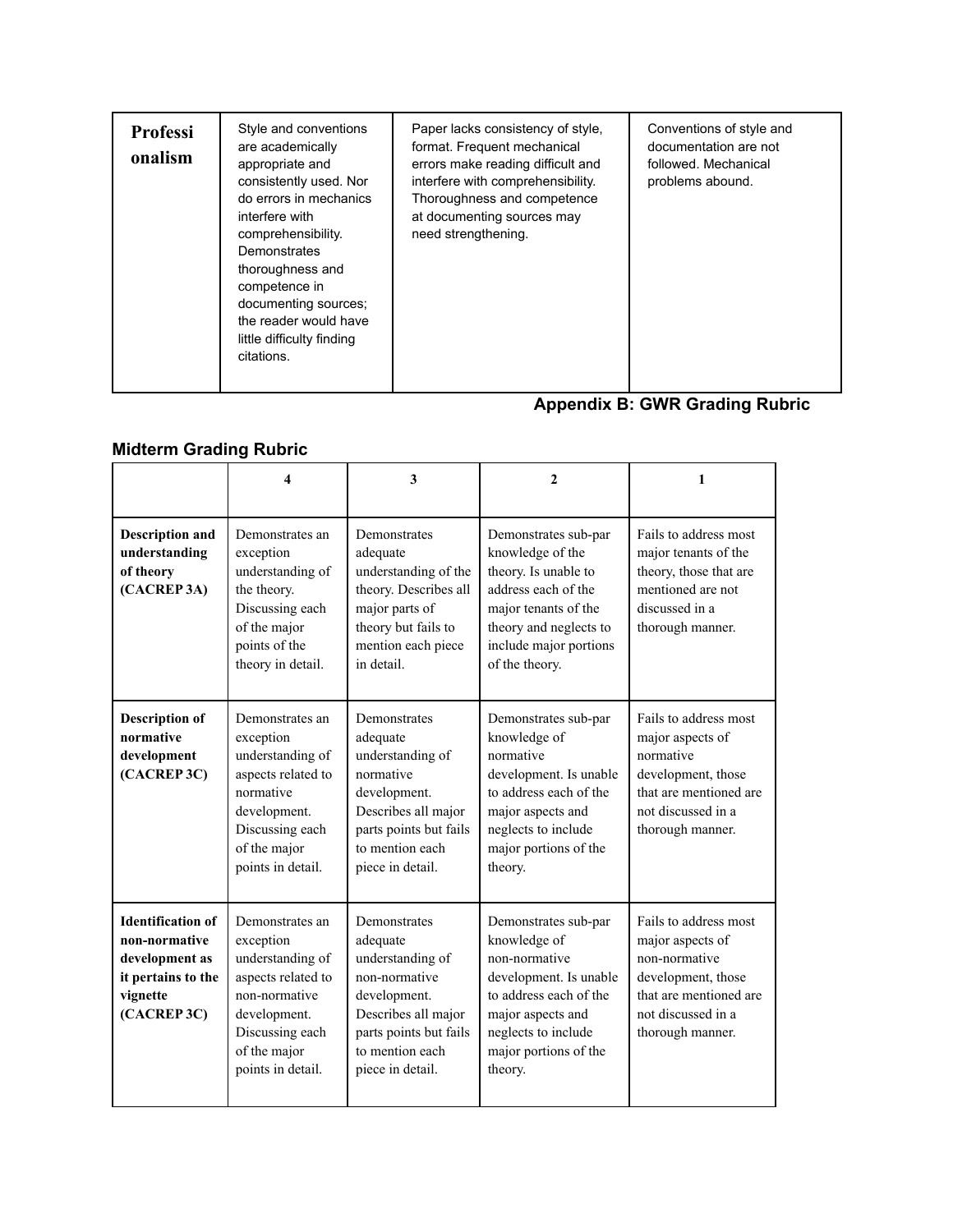| Professionalism | Style and conventions are academically appropriate and consistently used. Nor do errors in mechanics interfere with comprehensibility. Demonstrates thoroughness and competence in documenting sources; the reader would have little difficulty finding citations. | Paper lacks consistency of style, format. Frequent mechanical errors make reading difficult and interfere with comprehensibility. Thoroughness and competence at documenting sources may need strengthening. | Conventions of style and documentation are not followed. Mechanical problems abound. |
|---|---|---|---|

## Appendix B: GWR Grading Rubric

### Midterm Grading Rubric

| | 4 | 3 | 2 | 1 |
|---|---|---|---|---|
| **Description and understanding of theory (CACREP 3A)** | Demonstrates an exception understanding of the theory. Discussing each of the major points of the theory in detail. | Demonstrates adequate understanding of the theory. Describes all major parts of theory but fails to mention each piece in detail. | Demonstrates sub-par knowledge of the theory. Is unable to address each of the major tenants of the theory and neglects to include major portions of the theory. | Fails to address most major tenants of the theory, those that are mentioned are not discussed in a thorough manner. |
| **Description of normative development (CACREP 3C)** | Demonstrates an exception understanding of aspects related to normative development. Discussing each of the major points in detail. | Demonstrates adequate understanding of normative development. Describes all major parts points but fails to mention each piece in detail. | Demonstrates sub-par knowledge of normative development. Is unable to address each of the major aspects and neglects to include major portions of the theory. | Fails to address most major aspects of normative development, those that are mentioned are not discussed in a thorough manner. |
| **Identification of non-normative development as it pertains to the vignette (CACREP 3C)** | Demonstrates an exception understanding of aspects related to non-normative development. Discussing each of the major points in detail. | Demonstrates adequate understanding of non-normative development. Describes all major parts points but fails to mention each piece in detail. | Demonstrates sub-par knowledge of non-normative development. Is unable to address each of the major aspects and neglects to include major portions of the theory. | Fails to address most major aspects of non-normative development, those that are mentioned are not discussed in a thorough manner. |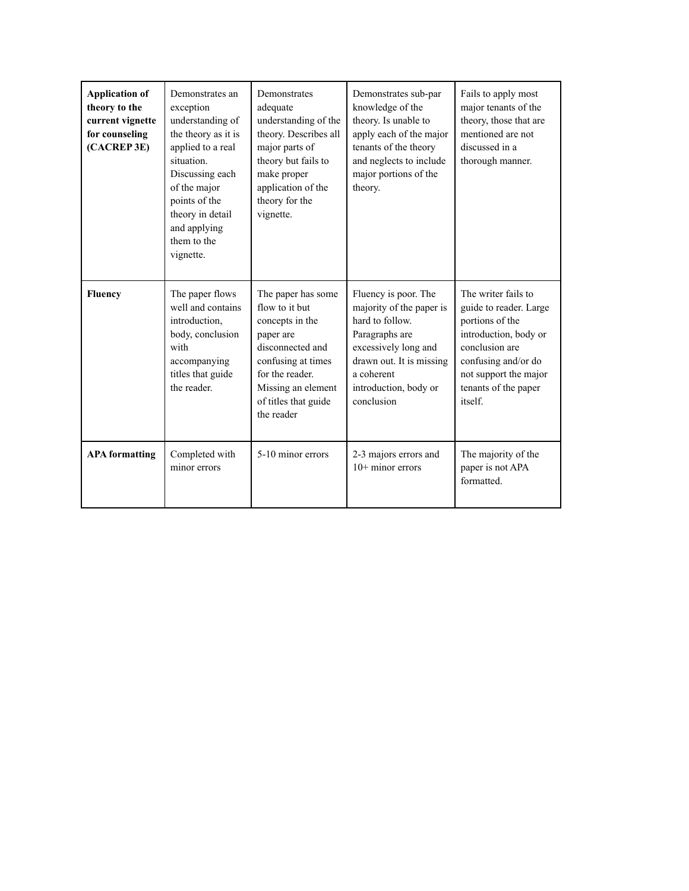| | | | | |
|---|---|---|---|---|
| **Application of theory to the current vignette for counseling (CACREP 3E)** | Demonstrates an exception understanding of the theory as it is applied to a real situation. Discussing each of the major points of the theory in detail and applying them to the vignette. | Demonstrates adequate understanding of the theory. Describes all major parts of theory but fails to make proper application of the theory for the vignette. | Demonstrates sub-par knowledge of the theory. Is unable to apply each of the major tenants of the theory and neglects to include major portions of the theory. | Fails to apply most major tenants of the theory, those that are mentioned are not discussed in a thorough manner. |
| **Fluency** | The paper flows well and contains introduction, body, conclusion with accompanying titles that guide the reader. | The paper has some flow to it but concepts in the paper are disconnected and confusing at times for the reader. Missing an element of titles that guide the reader | Fluency is poor. The majority of the paper is hard to follow. Paragraphs are excessively long and drawn out. It is missing a coherent introduction, body or conclusion | The writer fails to guide to reader. Large portions of the introduction, body or conclusion are confusing and/or do not support the major tenants of the paper itself. |
| **APA formatting** | Completed with minor errors | 5-10 minor errors | 2-3 majors errors and 10+ minor errors | The majority of the paper is not APA formatted. |